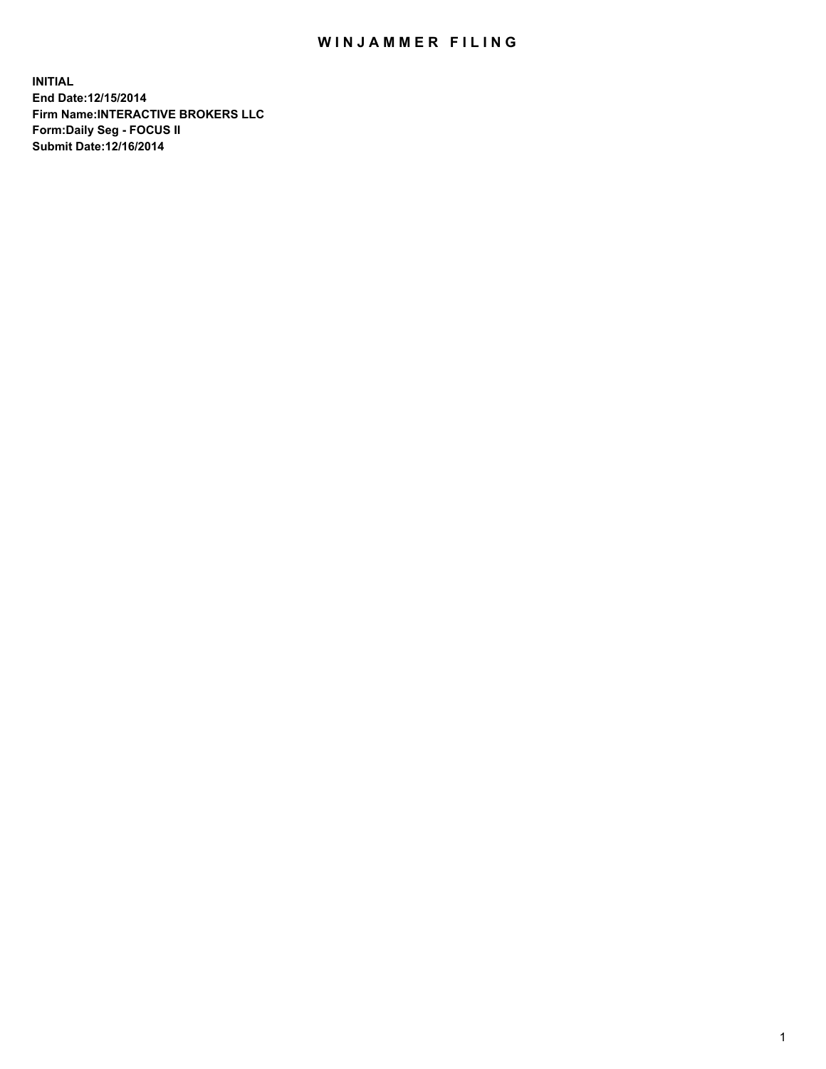# WINJAMMER FILING

**INITIAL**
**End Date:12/15/2014**
**Firm Name:INTERACTIVE BROKERS LLC**
**Form:Daily Seg - FOCUS II**
**Submit Date:12/16/2014**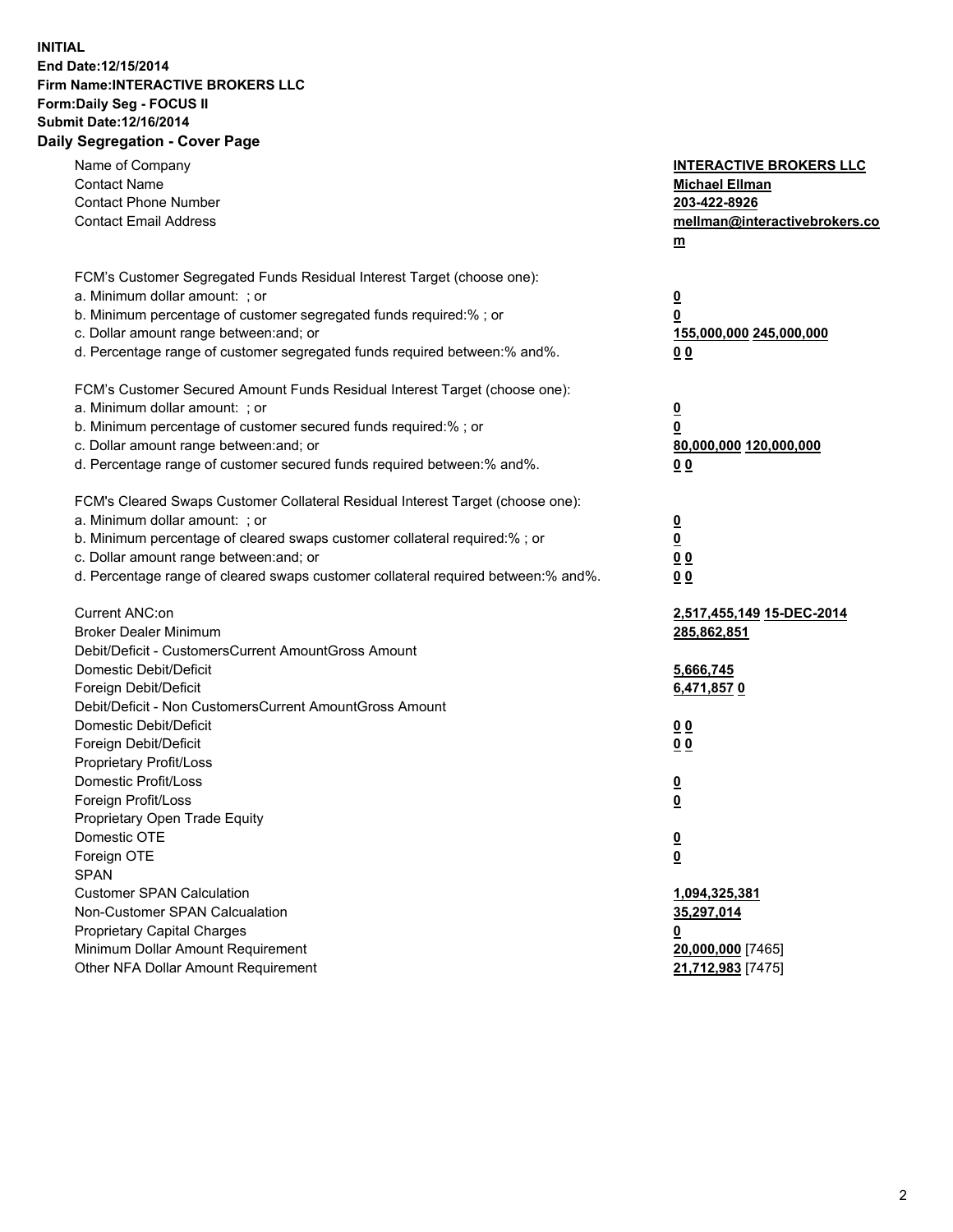**INITIAL**
**End Date:12/15/2014**
**Firm Name:INTERACTIVE BROKERS LLC**
**Form:Daily Seg - FOCUS II**
**Submit Date:12/16/2014**
**Daily Segregation - Cover Page**

| | |
|---|---|
| Name of Company | **INTERACTIVE BROKERS LLC** |
| Contact Name | **Michael Ellman** |
| Contact Phone Number | **203-422-8926** |
| Contact Email Address | **mellman@interactivebrokers.com** |
| | |
| FCM's Customer Segregated Funds Residual Interest Target (choose one): | |
| a. Minimum dollar amount: ; or | **0** |
| b. Minimum percentage of customer segregated funds required:% ; or | **0** |
| c. Dollar amount range between:and; or | **155,000,000 245,000,000** |
| d. Percentage range of customer segregated funds required between:% and%. | **0 0** |
| | |
| FCM's Customer Secured Amount Funds Residual Interest Target (choose one): | |
| a. Minimum dollar amount: ; or | **0** |
| b. Minimum percentage of customer secured funds required:% ; or | **0** |
| c. Dollar amount range between:and; or | **80,000,000 120,000,000** |
| d. Percentage range of customer secured funds required between:% and%. | **0 0** |
| | |
| FCM's Cleared Swaps Customer Collateral Residual Interest Target (choose one): | |
| a. Minimum dollar amount: ; or | **0** |
| b. Minimum percentage of cleared swaps customer collateral required:% ; or | **0** |
| c. Dollar amount range between:and; or | **0 0** |
| d. Percentage range of cleared swaps customer collateral required between:% and%. | **0 0** |
| | |
| Current ANC:on | **2,517,455,149 15-DEC-2014** |
| Broker Dealer Minimum | **285,862,851** |
| Debit/Deficit - CustomersCurrent AmountGross Amount | |
| Domestic Debit/Deficit | **5,666,745** |
| Foreign Debit/Deficit | **6,471,857 0** |
| Debit/Deficit - Non CustomersCurrent AmountGross Amount | |
| Domestic Debit/Deficit | **0 0** |
| Foreign Debit/Deficit | **0 0** |
| Proprietary Profit/Loss | |
| Domestic Profit/Loss | **0** |
| Foreign Profit/Loss | **0** |
| Proprietary Open Trade Equity | |
| Domestic OTE | **0** |
| Foreign OTE | **0** |
| SPAN | |
| Customer SPAN Calculation | **1,094,325,381** |
| Non-Customer SPAN Calcualation | **35,297,014** |
| Proprietary Capital Charges | **0** |
| Minimum Dollar Amount Requirement | **20,000,000** [7465] |
| Other NFA Dollar Amount Requirement | **21,712,983** [7475] |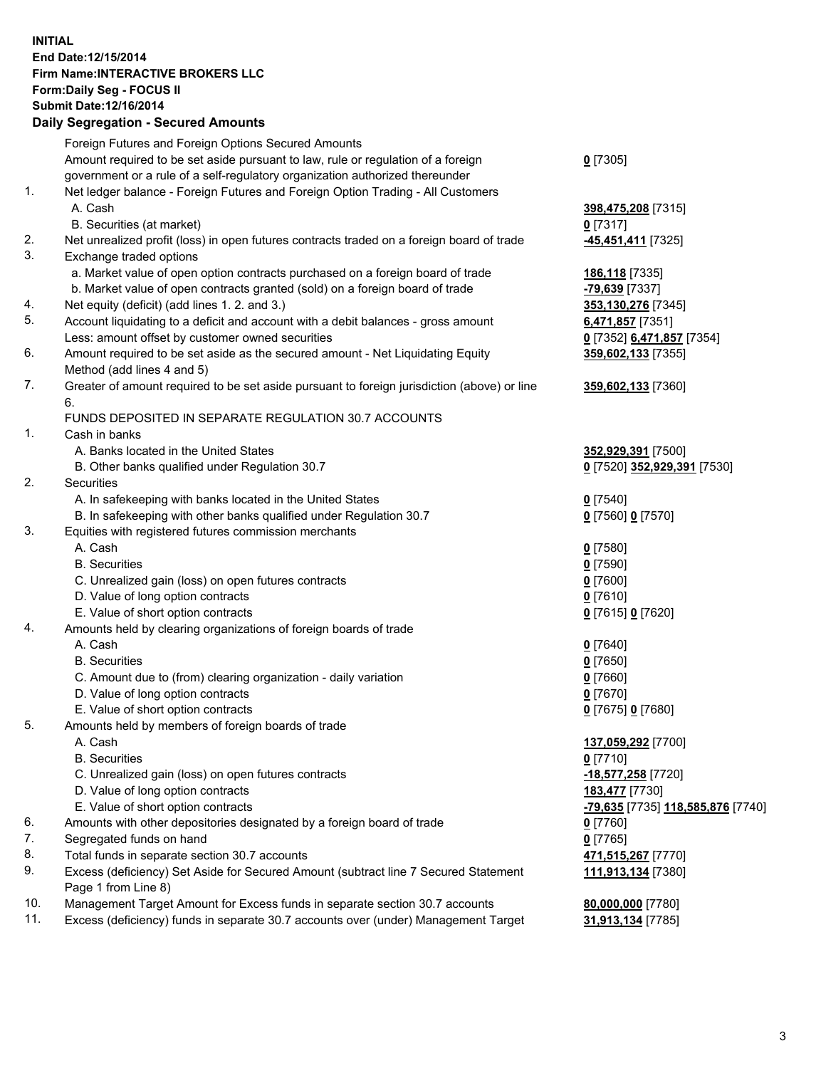**INITIAL**
**End Date:12/15/2014**
**Firm Name:INTERACTIVE BROKERS LLC**
**Form:Daily Seg - FOCUS II**
**Submit Date:12/16/2014**

## Daily Segregation - Secured Amounts

| | | |
|---|---|---|
| | Foreign Futures and Foreign Options Secured Amounts | |
| | Amount required to be set aside pursuant to law, rule or regulation of a foreign government or a rule of a self-regulatory organization authorized thereunder | 0 [7305] |
| 1. | Net ledger balance - Foreign Futures and Foreign Option Trading - All Customers | |
| | A. Cash | 398,475,208 [7315] |
| | B. Securities (at market) | 0 [7317] |
| 2. | Net unrealized profit (loss) in open futures contracts traded on a foreign board of trade | -45,451,411 [7325] |
| 3. | Exchange traded options | |
| | a. Market value of open option contracts purchased on a foreign board of trade | 186,118 [7335] |
| | b. Market value of open contracts granted (sold) on a foreign board of trade | -79,639 [7337] |
| 4. | Net equity (deficit) (add lines 1. 2. and 3.) | 353,130,276 [7345] |
| 5. | Account liquidating to a deficit and account with a debit balances - gross amount | 6,471,857 [7351] |
| | Less: amount offset by customer owned securities | 0 [7352] 6,471,857 [7354] |
| 6. | Amount required to be set aside as the secured amount - Net Liquidating Equity Method (add lines 4 and 5) | 359,602,133 [7355] |
| 7. | Greater of amount required to be set aside pursuant to foreign jurisdiction (above) or line 6. | 359,602,133 [7360] |
| | FUNDS DEPOSITED IN SEPARATE REGULATION 30.7 ACCOUNTS | |
| 1. | Cash in banks | |
| | A. Banks located in the United States | 352,929,391 [7500] |
| | B. Other banks qualified under Regulation 30.7 | 0 [7520] 352,929,391 [7530] |
| 2. | Securities | |
| | A. In safekeeping with banks located in the United States | 0 [7540] |
| | B. In safekeeping with other banks qualified under Regulation 30.7 | 0 [7560] 0 [7570] |
| 3. | Equities with registered futures commission merchants | |
| | A. Cash | 0 [7580] |
| | B. Securities | 0 [7590] |
| | C. Unrealized gain (loss) on open futures contracts | 0 [7600] |
| | D. Value of long option contracts | 0 [7610] |
| | E. Value of short option contracts | 0 [7615] 0 [7620] |
| 4. | Amounts held by clearing organizations of foreign boards of trade | |
| | A. Cash | 0 [7640] |
| | B. Securities | 0 [7650] |
| | C. Amount due to (from) clearing organization - daily variation | 0 [7660] |
| | D. Value of long option contracts | 0 [7670] |
| | E. Value of short option contracts | 0 [7675] 0 [7680] |
| 5. | Amounts held by members of foreign boards of trade | |
| | A. Cash | 137,059,292 [7700] |
| | B. Securities | 0 [7710] |
| | C. Unrealized gain (loss) on open futures contracts | -18,577,258 [7720] |
| | D. Value of long option contracts | 183,477 [7730] |
| | E. Value of short option contracts | -79,635 [7735] 118,585,876 [7740] |
| 6. | Amounts with other depositories designated by a foreign board of trade | 0 [7760] |
| 7. | Segregated funds on hand | 0 [7765] |
| 8. | Total funds in separate section 30.7 accounts | 471,515,267 [7770] |
| 9. | Excess (deficiency) Set Aside for Secured Amount (subtract line 7 Secured Statement Page 1 from Line 8) | 111,913,134 [7380] |
| 10. | Management Target Amount for Excess funds in separate section 30.7 accounts | 80,000,000 [7780] |
| 11. | Excess (deficiency) funds in separate 30.7 accounts over (under) Management Target | 31,913,134 [7785] |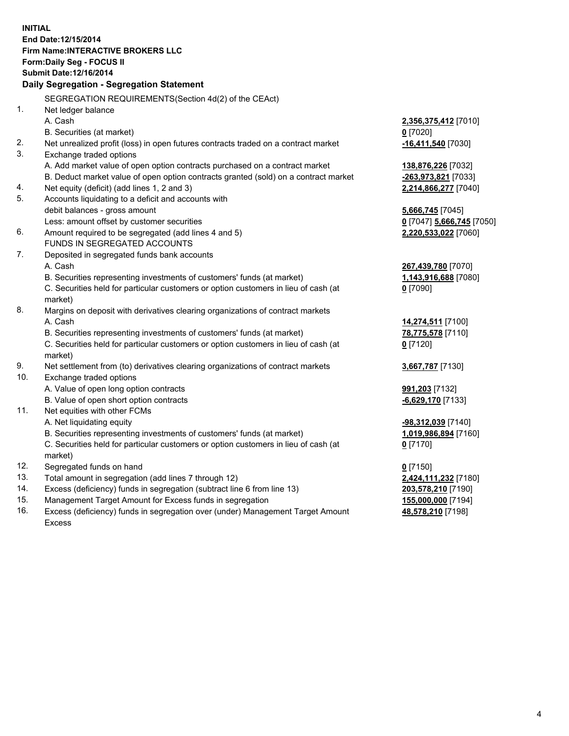**INITIAL**
**End Date:12/15/2014**
**Firm Name:INTERACTIVE BROKERS LLC**
**Form:Daily Seg - FOCUS II**
**Submit Date:12/16/2014**

## Daily Segregation - Segregation Statement

| | SEGREGATION REQUIREMENTS(Section 4d(2) of the CEAct) | |
|---|---|---|
| 1. | Net ledger balance | |
| | A. Cash | **2,356,375,412** [7010] |
| | B. Securities (at market) | **0** [7020] |
| 2. | Net unrealized profit (loss) in open futures contracts traded on a contract market | **-16,411,540** [7030] |
| 3. | Exchange traded options | |
| | A. Add market value of open option contracts purchased on a contract market | **138,876,226** [7032] |
| | B. Deduct market value of open option contracts granted (sold) on a contract market | **-263,973,821** [7033] |
| 4. | Net equity (deficit) (add lines 1, 2 and 3) | **2,214,866,277** [7040] |
| 5. | Accounts liquidating to a deficit and accounts with | |
| | debit balances - gross amount | **5,666,745** [7045] |
| | Less: amount offset by customer securities | **0** [7047] **5,666,745** [7050] |
| 6. | Amount required to be segregated (add lines 4 and 5) | **2,220,533,022** [7060] |
| | FUNDS IN SEGREGATED ACCOUNTS | |
| 7. | Deposited in segregated funds bank accounts | |
| | A. Cash | **267,439,780** [7070] |
| | B. Securities representing investments of customers' funds (at market) | **1,143,916,688** [7080] |
| | C. Securities held for particular customers or option customers in lieu of cash (at market) | **0** [7090] |
| 8. | Margins on deposit with derivatives clearing organizations of contract markets | |
| | A. Cash | **14,274,511** [7100] |
| | B. Securities representing investments of customers' funds (at market) | **78,775,578** [7110] |
| | C. Securities held for particular customers or option customers in lieu of cash (at market) | **0** [7120] |
| 9. | Net settlement from (to) derivatives clearing organizations of contract markets | **3,667,787** [7130] |
| 10. | Exchange traded options | |
| | A. Value of open long option contracts | **991,203** [7132] |
| | B. Value of open short option contracts | **-6,629,170** [7133] |
| 11. | Net equities with other FCMs | |
| | A. Net liquidating equity | **-98,312,039** [7140] |
| | B. Securities representing investments of customers' funds (at market) | **1,019,986,894** [7160] |
| | C. Securities held for particular customers or option customers in lieu of cash (at market) | **0** [7170] |
| 12. | Segregated funds on hand | **0** [7150] |
| 13. | Total amount in segregation (add lines 7 through 12) | **2,424,111,232** [7180] |
| 14. | Excess (deficiency) funds in segregation (subtract line 6 from line 13) | **203,578,210** [7190] |
| 15. | Management Target Amount for Excess funds in segregation | **155,000,000** [7194] |
| 16. | Excess (deficiency) funds in segregation over (under) Management Target Amount Excess | **48,578,210** [7198] |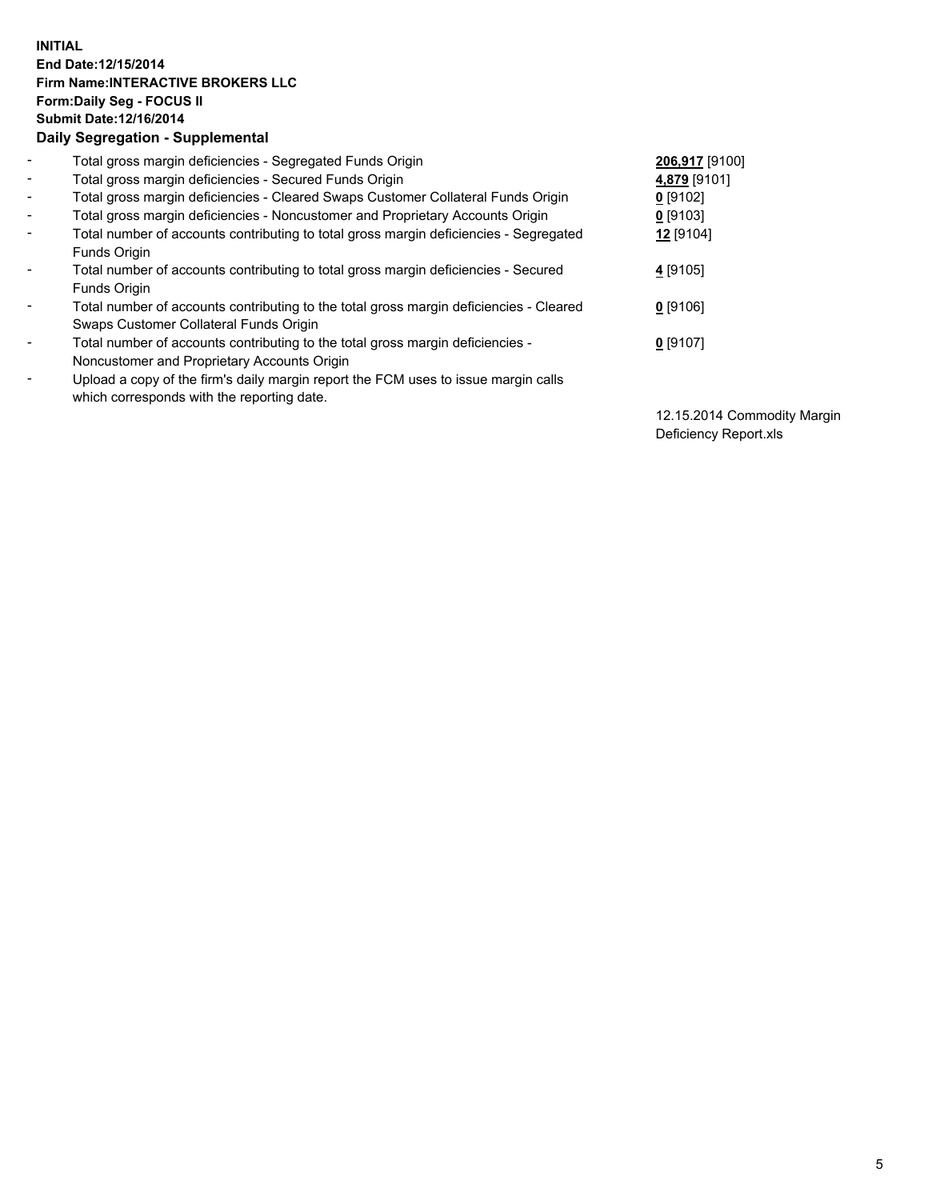**INITIAL**
**End Date:12/15/2014**
**Firm Name:INTERACTIVE BROKERS LLC**
**Form:Daily Seg - FOCUS II**
**Submit Date:12/16/2014**
**Daily Segregation - Supplemental**

| | | |
|---|---|---|
| - | Total gross margin deficiencies - Segregated Funds Origin | **206,917** [9100] |
| - | Total gross margin deficiencies - Secured Funds Origin | **4,879** [9101] |
| - | Total gross margin deficiencies - Cleared Swaps Customer Collateral Funds Origin | **0** [9102] |
| - | Total gross margin deficiencies - Noncustomer and Proprietary Accounts Origin | **0** [9103] |
| - | Total number of accounts contributing to total gross margin deficiencies - Segregated Funds Origin | **12** [9104] |
| - | Total number of accounts contributing to total gross margin deficiencies - Secured Funds Origin | **4** [9105] |
| - | Total number of accounts contributing to the total gross margin deficiencies - Cleared Swaps Customer Collateral Funds Origin | **0** [9106] |
| - | Total number of accounts contributing to the total gross margin deficiencies - Noncustomer and Proprietary Accounts Origin | **0** [9107] |
| - | Upload a copy of the firm's daily margin report the FCM uses to issue margin calls which corresponds with the reporting date. | 12.15.2014 Commodity Margin Deficiency Report.xls |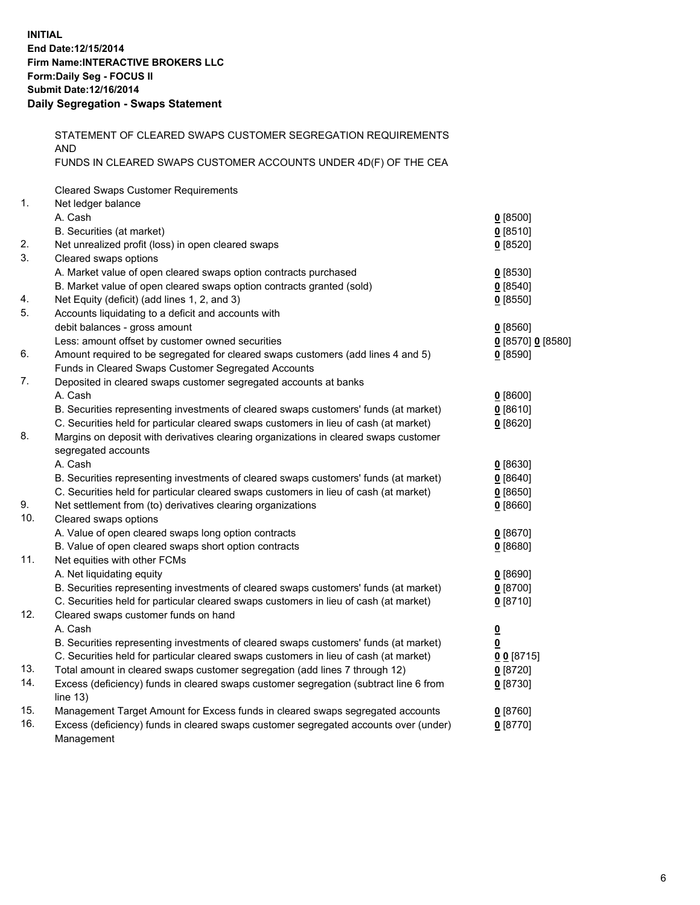**INITIAL**
**End Date:12/15/2014**
**Firm Name:INTERACTIVE BROKERS LLC**
**Form:Daily Seg - FOCUS II**
**Submit Date:12/16/2014**
**Daily Segregation - Swaps Statement**

STATEMENT OF CLEARED SWAPS CUSTOMER SEGREGATION REQUIREMENTS AND FUNDS IN CLEARED SWAPS CUSTOMER ACCOUNTS UNDER 4D(F) OF THE CEA

| | | |
|---|---|---|
| | Cleared Swaps Customer Requirements | |
| 1. | Net ledger balance | |
| | A. Cash | 0 [8500] |
| | B. Securities (at market) | 0 [8510] |
| 2. | Net unrealized profit (loss) in open cleared swaps | 0 [8520] |
| 3. | Cleared swaps options | |
| | A. Market value of open cleared swaps option contracts purchased | 0 [8530] |
| | B. Market value of open cleared swaps option contracts granted (sold) | 0 [8540] |
| 4. | Net Equity (deficit) (add lines 1, 2, and 3) | 0 [8550] |
| 5. | Accounts liquidating to a deficit and accounts with debit balances - gross amount | 0 [8560] |
| | Less: amount offset by customer owned securities | 0 [8570] 0 [8580] |
| 6. | Amount required to be segregated for cleared swaps customers (add lines 4 and 5) | 0 [8590] |
| | Funds in Cleared Swaps Customer Segregated Accounts | |
| 7. | Deposited in cleared swaps customer segregated accounts at banks | |
| | A. Cash | 0 [8600] |
| | B. Securities representing investments of cleared swaps customers' funds (at market) | 0 [8610] |
| | C. Securities held for particular cleared swaps customers in lieu of cash (at market) | 0 [8620] |
| 8. | Margins on deposit with derivatives clearing organizations in cleared swaps customer segregated accounts | |
| | A. Cash | 0 [8630] |
| | B. Securities representing investments of cleared swaps customers' funds (at market) | 0 [8640] |
| | C. Securities held for particular cleared swaps customers in lieu of cash (at market) | 0 [8650] |
| 9. | Net settlement from (to) derivatives clearing organizations | 0 [8660] |
| 10. | Cleared swaps options | |
| | A. Value of open cleared swaps long option contracts | 0 [8670] |
| | B. Value of open cleared swaps short option contracts | 0 [8680] |
| 11. | Net equities with other FCMs | |
| | A. Net liquidating equity | 0 [8690] |
| | B. Securities representing investments of cleared swaps customers' funds (at market) | 0 [8700] |
| | C. Securities held for particular cleared swaps customers in lieu of cash (at market) | 0 [8710] |
| 12. | Cleared swaps customer funds on hand | |
| | A. Cash | 0 |
| | B. Securities representing investments of cleared swaps customers' funds (at market) | 0 |
| | C. Securities held for particular cleared swaps customers in lieu of cash (at market) | 0 0 [8715] |
| 13. | Total amount in cleared swaps customer segregation (add lines 7 through 12) | 0 [8720] |
| 14. | Excess (deficiency) funds in cleared swaps customer segregation (subtract line 6 from line 13) | 0 [8730] |
| 15. | Management Target Amount for Excess funds in cleared swaps segregated accounts | 0 [8760] |
| 16. | Excess (deficiency) funds in cleared swaps customer segregated accounts over (under) Management | 0 [8770] |